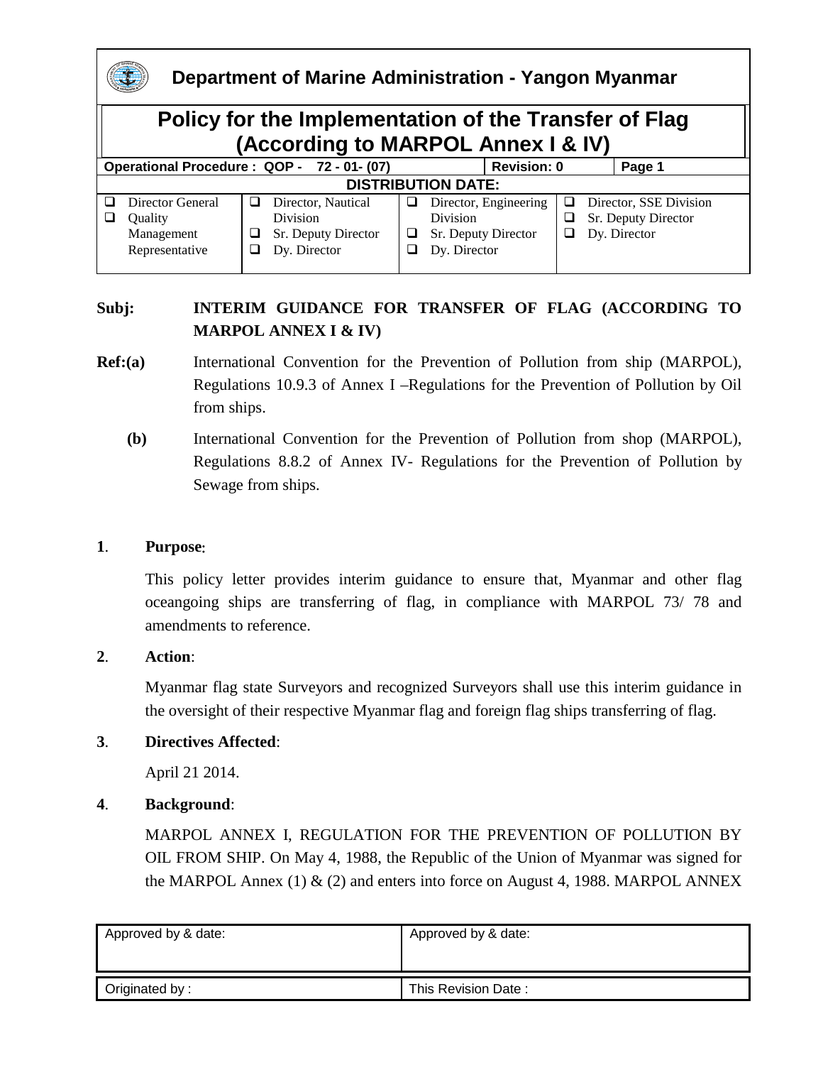# Department of Marine Administration - Yangon Myanmar

## Policy for the Implementation of the Transfer of Flag (According to MARPOL Annex I & IV)

| Operational Procedure : QOP - 72 - 01- (07) | | Revision: 0 | Page 1 |
|---|---|---|---|
| **DISTRIBUTION DATE:** | | | |
| ❑ Director General<br>❑ Quality Management Representative | ❑ Director, Nautical Division<br>❑ Sr. Deputy Director<br>❑ Dy. Director | ❑ Director, Engineering Division<br>❑ Sr. Deputy Director<br>❑ Dy. Director | ❑ Director, SSE Division<br>❑ Sr. Deputy Director<br>❑ Dy. Director |

**Subj:** **INTERIM GUIDANCE FOR TRANSFER OF FLAG (ACCORDING TO MARPOL ANNEX I & IV)**

**Ref:(a)** International Convention for the Prevention of Pollution from ship (MARPOL), Regulations 10.9.3 of Annex I –Regulations for the Prevention of Pollution by Oil from ships.

**(b)** International Convention for the Prevention of Pollution from shop (MARPOL), Regulations 8.8.2 of Annex IV- Regulations for the Prevention of Pollution by Sewage from ships.

**1**. **Purpose**:

This policy letter provides interim guidance to ensure that, Myanmar and other flag oceangoing ships are transferring of flag, in compliance with MARPOL 73/ 78 and amendments to reference.

**2**. **Action**:

Myanmar flag state Surveyors and recognized Surveyors shall use this interim guidance in the oversight of their respective Myanmar flag and foreign flag ships transferring of flag.

**3**. **Directives Affected**:

April 21 2014.

**4**. **Background**:

MARPOL ANNEX I, REGULATION FOR THE PREVENTION OF POLLUTION BY OIL FROM SHIP. On May 4, 1988, the Republic of the Union of Myanmar was signed for the MARPOL Annex (1) & (2) and enters into force on August 4, 1988. MARPOL ANNEX

| Approved by & date: | Approved by & date: |
|---|---|
| Originated by : | This Revision Date : |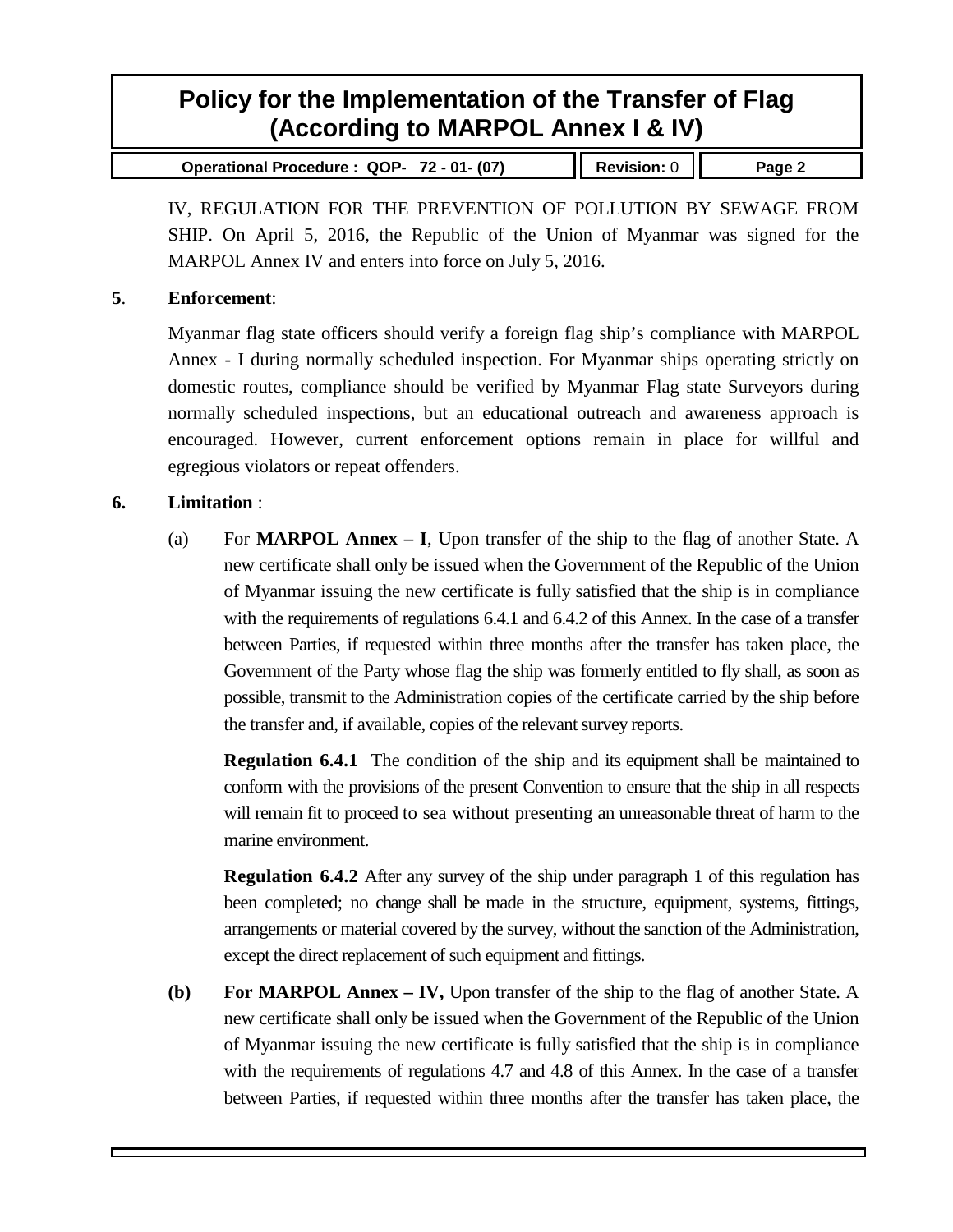IV, REGULATION FOR THE PREVENTION OF POLLUTION BY SEWAGE FROM SHIP. On April 5, 2016, the Republic of the Union of Myanmar was signed for the MARPOL Annex IV and enters into force on July 5, 2016.

**5**. **Enforcement**:

Myanmar flag state officers should verify a foreign flag ship's compliance with MARPOL Annex - I during normally scheduled inspection. For Myanmar ships operating strictly on domestic routes, compliance should be verified by Myanmar Flag state Surveyors during normally scheduled inspections, but an educational outreach and awareness approach is encouraged. However, current enforcement options remain in place for willful and egregious violators or repeat offenders.

**6. Limitation** :

(a) For **MARPOL Annex – I**, Upon transfer of the ship to the flag of another State. A new certificate shall only be issued when the Government of the Republic of the Union of Myanmar issuing the new certificate is fully satisfied that the ship is in compliance with the requirements of regulations 6.4.1 and 6.4.2 of this Annex. In the case of a transfer between Parties, if requested within three months after the transfer has taken place, the Government of the Party whose flag the ship was formerly entitled to fly shall, as soon as possible, transmit to the Administration copies of the certificate carried by the ship before the transfer and, if available, copies of the relevant survey reports.

**Regulation 6.4.1** The condition of the ship and its equipment shall be maintained to conform with the provisions of the present Convention to ensure that the ship in all respects will remain fit to proceed to sea without presenting an unreasonable threat of harm to the marine environment.

**Regulation 6.4.2** After any survey of the ship under paragraph 1 of this regulation has been completed; no change shall be made in the structure, equipment, systems, fittings, arrangements or material covered by the survey, without the sanction of the Administration, except the direct replacement of such equipment and fittings.

**(b) For MARPOL Annex – IV,** Upon transfer of the ship to the flag of another State. A new certificate shall only be issued when the Government of the Republic of the Union of Myanmar issuing the new certificate is fully satisfied that the ship is in compliance with the requirements of regulations 4.7 and 4.8 of this Annex. In the case of a transfer between Parties, if requested within three months after the transfer has taken place, the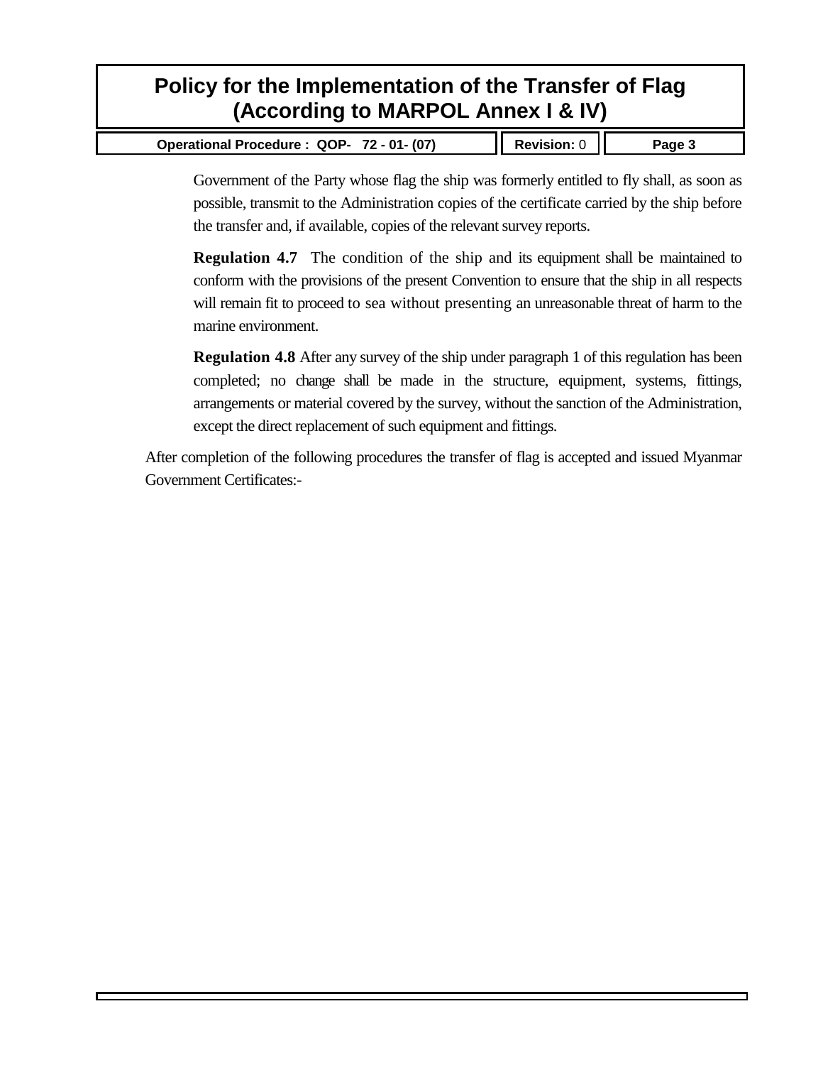Government of the Party whose flag the ship was formerly entitled to fly shall, as soon as possible, transmit to the Administration copies of the certificate carried by the ship before the transfer and, if available, copies of the relevant survey reports.

**Regulation 4.7** The condition of the ship and its equipment shall be maintained to conform with the provisions of the present Convention to ensure that the ship in all respects will remain fit to proceed to sea without presenting an unreasonable threat of harm to the marine environment.

**Regulation 4.8** After any survey of the ship under paragraph 1 of this regulation has been completed; no change shall be made in the structure, equipment, systems, fittings, arrangements or material covered by the survey, without the sanction of the Administration, except the direct replacement of such equipment and fittings.

After completion of the following procedures the transfer of flag is accepted and issued Myanmar Government Certificates:-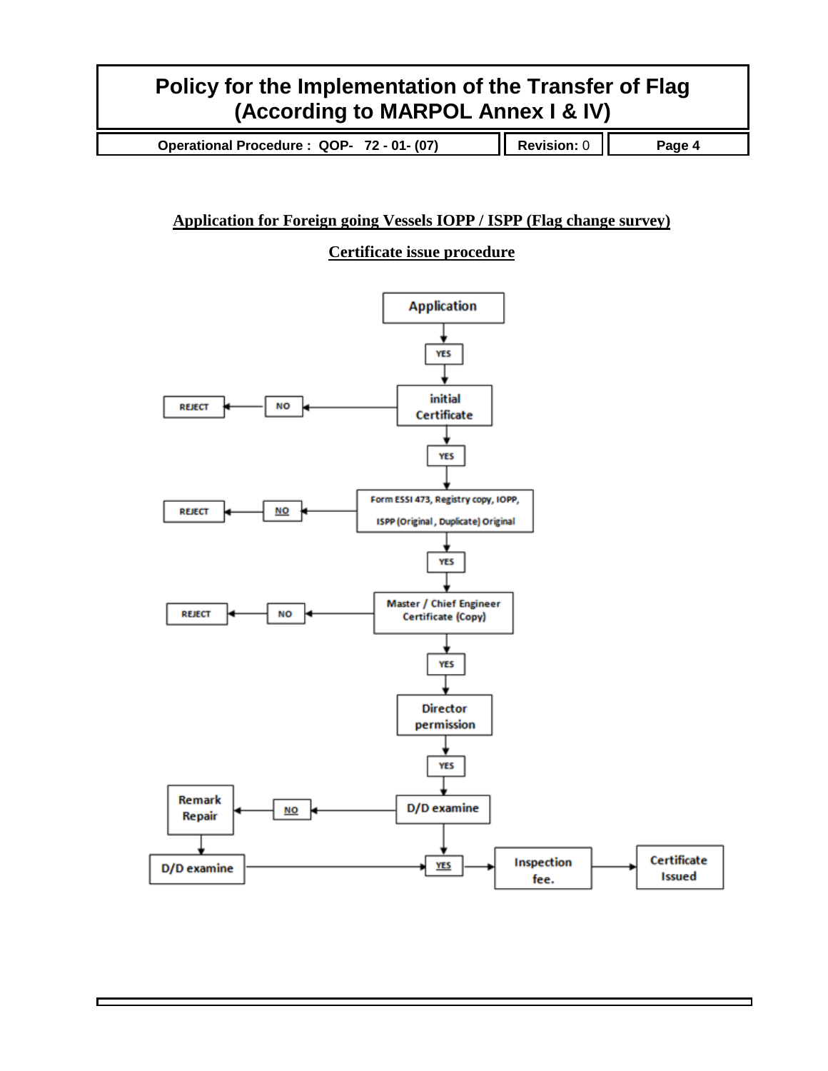**Application for Foreign going Vessels IOPP / ISPP (Flag change survey)**

**Certificate issue procedure**

Application

YES

initial Certificate

NO

REJECT

YES

Form ESSI 473, Registry copy, IOPP, ISPP (Original , Duplicate) Original

NO

REJECT

YES

Master / Chief Engineer Certificate (Copy)

NO

REJECT

YES

Director permission

YES

D/D examine

NO

Remark Repair

D/D examine

YES

Inspection fee.

Certificate Issued